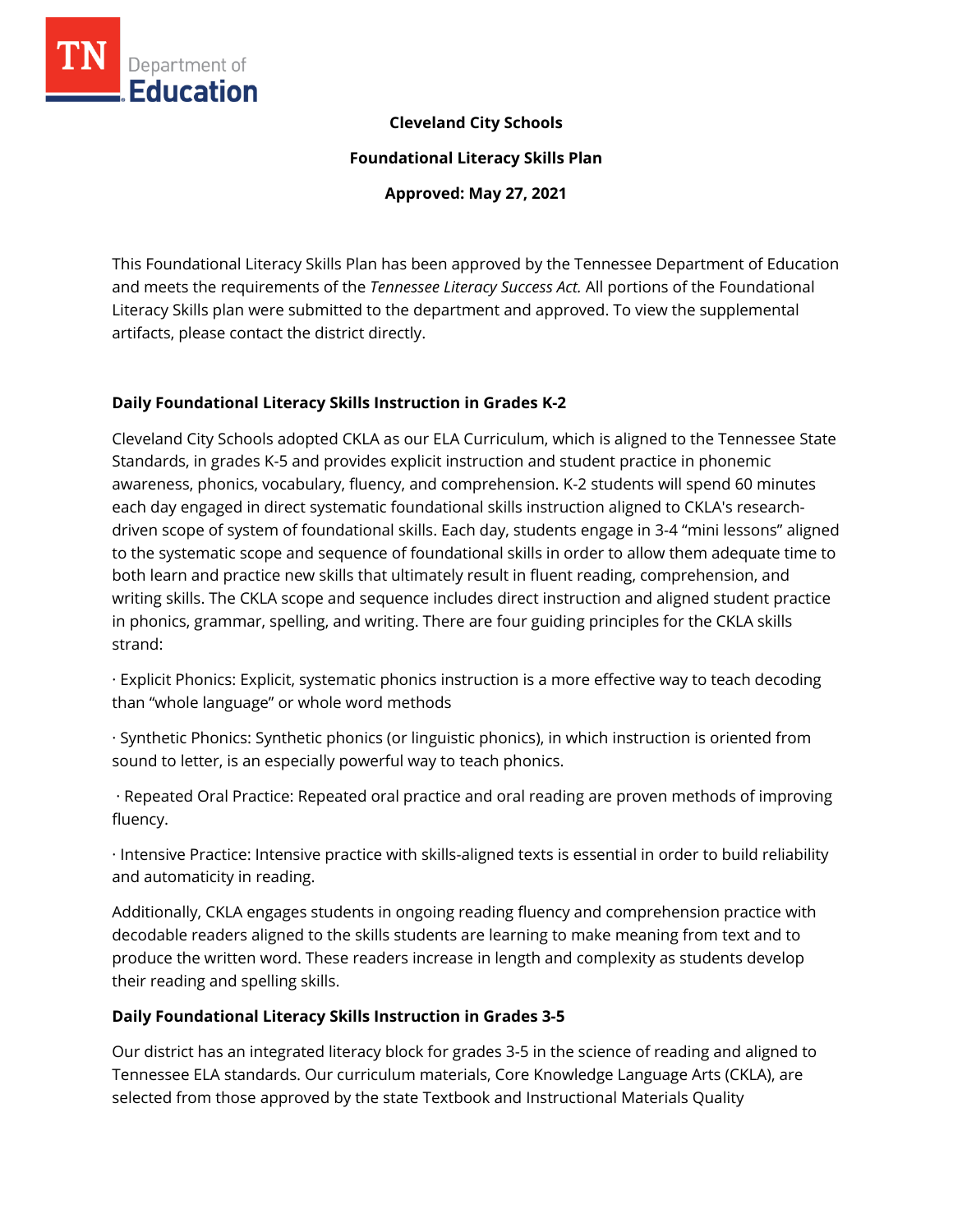**Cleveland City Schools**

**Foundational Literacy Skills Plan**

**Approved: May 27, 2021**

This Foundational Literacy Skills Plan has been approved by the Tennessee Department of Education and meets the requirements of the *Tennessee Literacy Success Act.* All portions of the Foundational Literacy Skills plan were submitted to the department and approved. To view the supplemental artifacts, please contact the district directly.

## Daily Foundational Literacy Skills Instruction in Grades K-2

Cleveland City Schools adopted CKLA as our ELA Curriculum, which is aligned to the Tennessee State Standards, in grades K-5 and provides explicit instruction and student practice in phonemic awareness, phonics, vocabulary, fluency, and comprehension. K-2 students will spend 60 minutes each day engaged in direct systematic foundational skills instruction aligned to CKLA's research-driven scope of system of foundational skills. Each day, students engage in 3-4 "mini lessons" aligned to the systematic scope and sequence of foundational skills in order to allow them adequate time to both learn and practice new skills that ultimately result in fluent reading, comprehension, and writing skills. The CKLA scope and sequence includes direct instruction and aligned student practice in phonics, grammar, spelling, and writing. There are four guiding principles for the CKLA skills strand:

· Explicit Phonics: Explicit, systematic phonics instruction is a more effective way to teach decoding than "whole language" or whole word methods

· Synthetic Phonics: Synthetic phonics (or linguistic phonics), in which instruction is oriented from sound to letter, is an especially powerful way to teach phonics.

· Repeated Oral Practice: Repeated oral practice and oral reading are proven methods of improving fluency.

· Intensive Practice: Intensive practice with skills-aligned texts is essential in order to build reliability and automaticity in reading.

Additionally, CKLA engages students in ongoing reading fluency and comprehension practice with decodable readers aligned to the skills students are learning to make meaning from text and to produce the written word. These readers increase in length and complexity as students develop their reading and spelling skills.

## Daily Foundational Literacy Skills Instruction in Grades 3-5

Our district has an integrated literacy block for grades 3-5 in the science of reading and aligned to Tennessee ELA standards. Our curriculum materials, Core Knowledge Language Arts (CKLA), are selected from those approved by the state Textbook and Instructional Materials Quality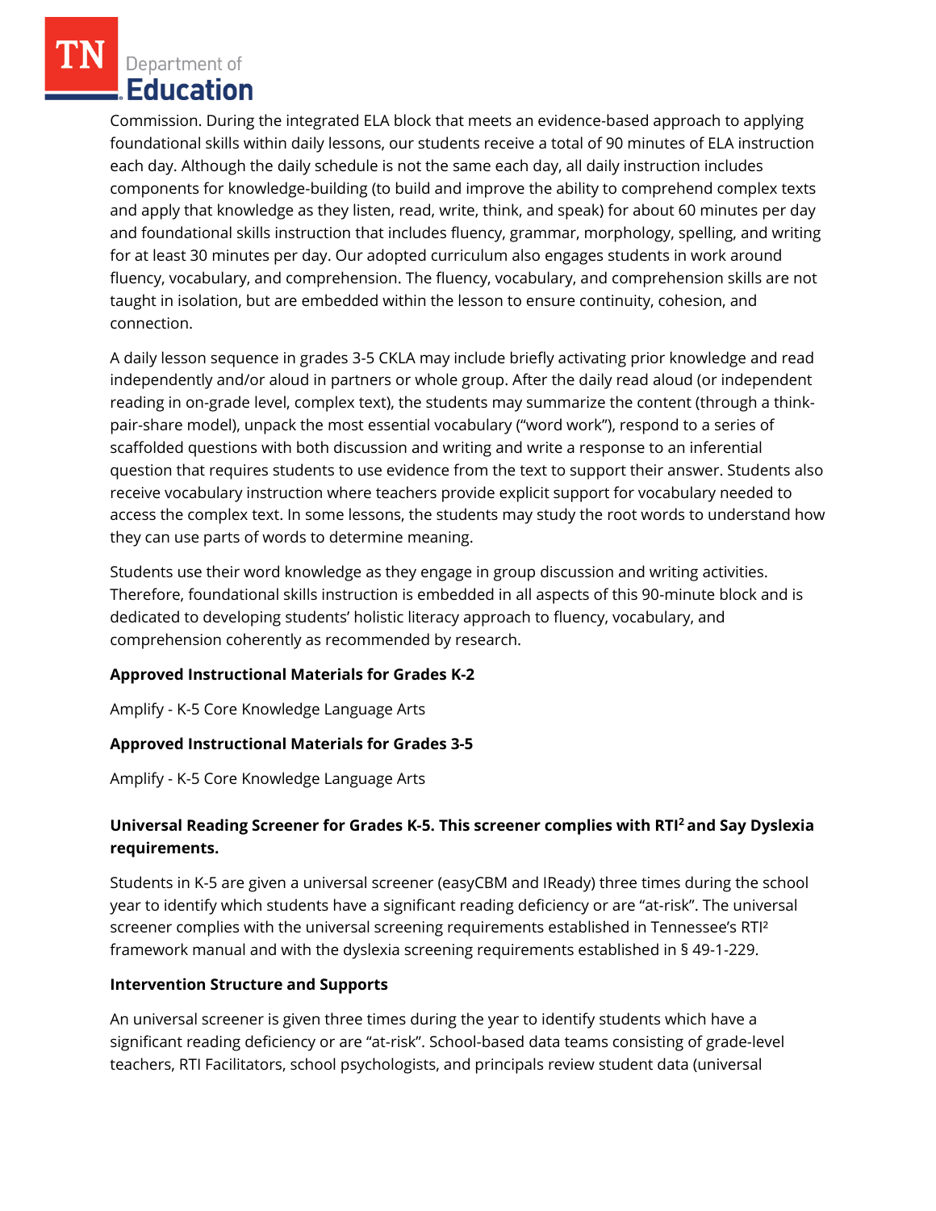Commission. During the integrated ELA block that meets an evidence-based approach to applying foundational skills within daily lessons, our students receive a total of 90 minutes of ELA instruction each day. Although the daily schedule is not the same each day, all daily instruction includes components for knowledge-building (to build and improve the ability to comprehend complex texts and apply that knowledge as they listen, read, write, think, and speak) for about 60 minutes per day and foundational skills instruction that includes fluency, grammar, morphology, spelling, and writing for at least 30 minutes per day. Our adopted curriculum also engages students in work around fluency, vocabulary, and comprehension. The fluency, vocabulary, and comprehension skills are not taught in isolation, but are embedded within the lesson to ensure continuity, cohesion, and connection.

A daily lesson sequence in grades 3-5 CKLA may include briefly activating prior knowledge and read independently and/or aloud in partners or whole group. After the daily read aloud (or independent reading in on-grade level, complex text), the students may summarize the content (through a think-pair-share model), unpack the most essential vocabulary ("word work"), respond to a series of scaffolded questions with both discussion and writing and write a response to an inferential question that requires students to use evidence from the text to support their answer. Students also receive vocabulary instruction where teachers provide explicit support for vocabulary needed to access the complex text. In some lessons, the students may study the root words to understand how they can use parts of words to determine meaning.

Students use their word knowledge as they engage in group discussion and writing activities. Therefore, foundational skills instruction is embedded in all aspects of this 90-minute block and is dedicated to developing students' holistic literacy approach to fluency, vocabulary, and comprehension coherently as recommended by research.

**Approved Instructional Materials for Grades K-2**

Amplify - K-5 Core Knowledge Language Arts

**Approved Instructional Materials for Grades 3-5**

Amplify - K-5 Core Knowledge Language Arts

**Universal Reading Screener for Grades K-5. This screener complies with RTI² and Say Dyslexia requirements.**

Students in K-5 are given a universal screener (easyCBM and IReady) three times during the school year to identify which students have a significant reading deficiency or are "at-risk". The universal screener complies with the universal screening requirements established in Tennessee's RTI² framework manual and with the dyslexia screening requirements established in § 49-1-229.

**Intervention Structure and Supports**

An universal screener is given three times during the year to identify students which have a significant reading deficiency or are "at-risk". School-based data teams consisting of grade-level teachers, RTI Facilitators, school psychologists, and principals review student data (universal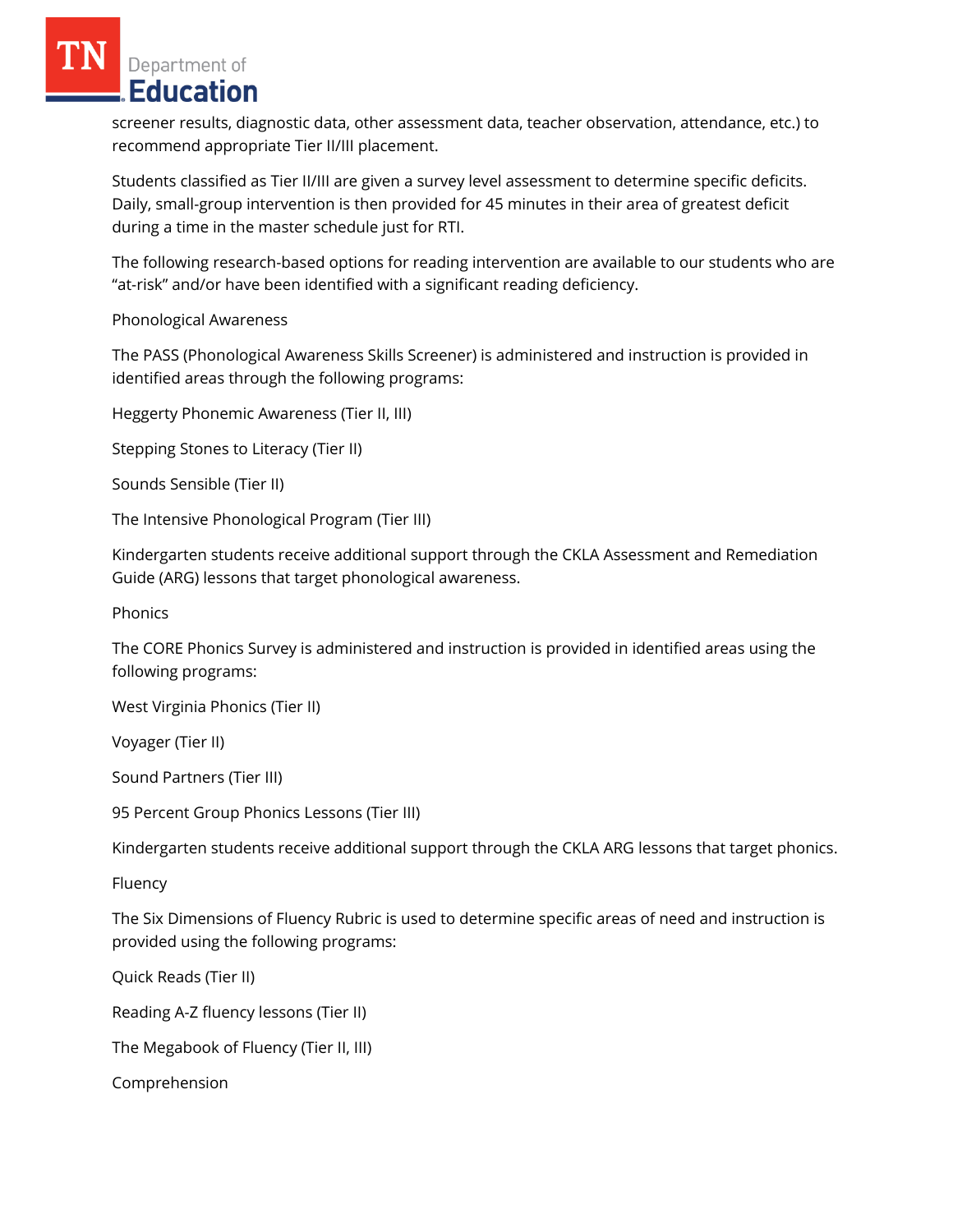screener results, diagnostic data, other assessment data, teacher observation, attendance, etc.) to recommend appropriate Tier II/III placement.

Students classified as Tier II/III are given a survey level assessment to determine specific deficits. Daily, small-group intervention is then provided for 45 minutes in their area of greatest deficit during a time in the master schedule just for RTI.

The following research-based options for reading intervention are available to our students who are "at-risk" and/or have been identified with a significant reading deficiency.

Phonological Awareness

The PASS (Phonological Awareness Skills Screener) is administered and instruction is provided in identified areas through the following programs:

Heggerty Phonemic Awareness (Tier II, III)

Stepping Stones to Literacy (Tier II)

Sounds Sensible (Tier II)

The Intensive Phonological Program (Tier III)

Kindergarten students receive additional support through the CKLA Assessment and Remediation Guide (ARG) lessons that target phonological awareness.

Phonics

The CORE Phonics Survey is administered and instruction is provided in identified areas using the following programs:

West Virginia Phonics (Tier II)

Voyager (Tier II)

Sound Partners (Tier III)

95 Percent Group Phonics Lessons (Tier III)

Kindergarten students receive additional support through the CKLA ARG lessons that target phonics.

Fluency

The Six Dimensions of Fluency Rubric is used to determine specific areas of need and instruction is provided using the following programs:

Quick Reads (Tier II)

Reading A-Z fluency lessons (Tier II)

The Megabook of Fluency (Tier II, III)

Comprehension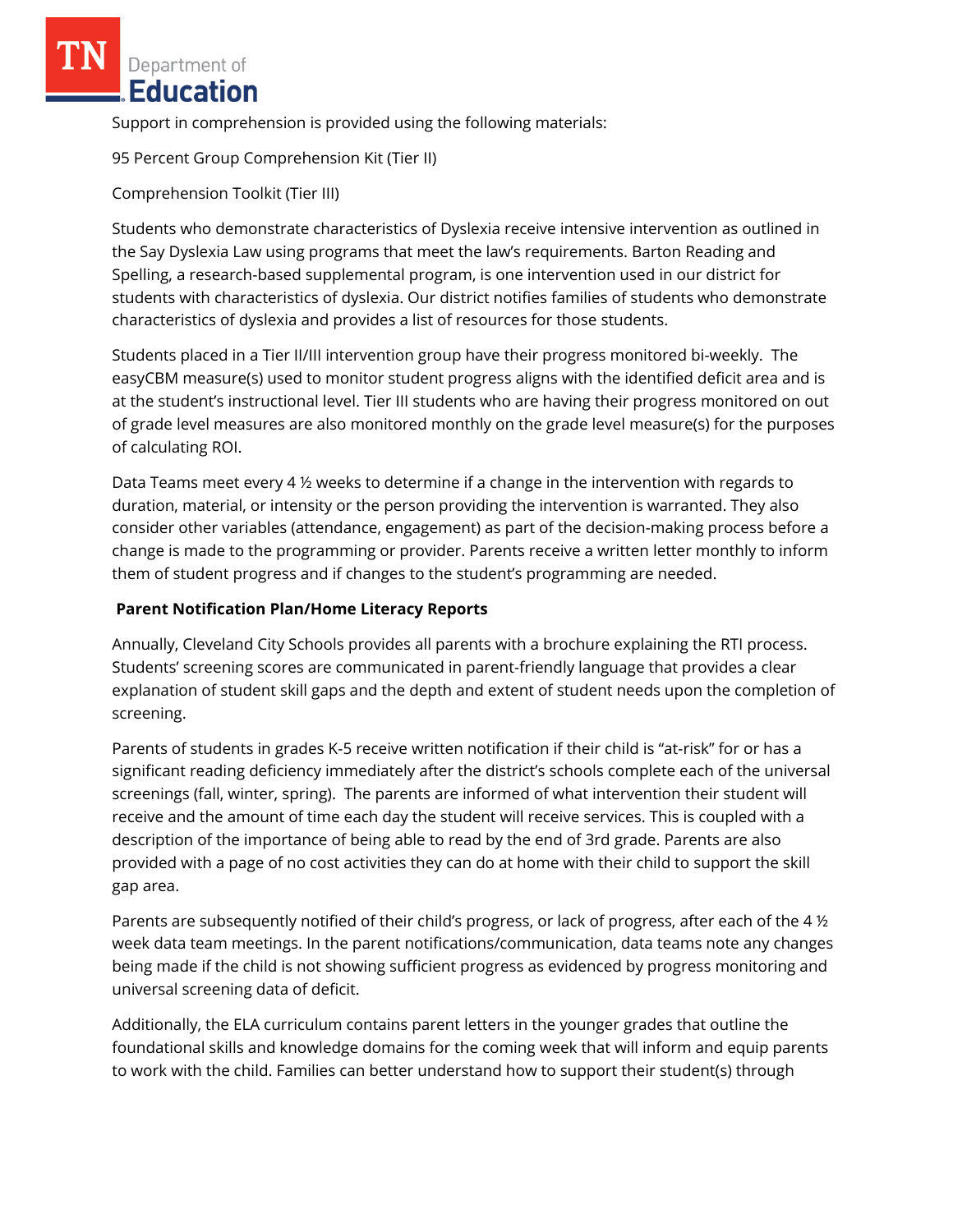Support in comprehension is provided using the following materials:

95 Percent Group Comprehension Kit (Tier II)

Comprehension Toolkit (Tier III)

Students who demonstrate characteristics of Dyslexia receive intensive intervention as outlined in the Say Dyslexia Law using programs that meet the law's requirements. Barton Reading and Spelling, a research-based supplemental program, is one intervention used in our district for students with characteristics of dyslexia. Our district notifies families of students who demonstrate characteristics of dyslexia and provides a list of resources for those students.

Students placed in a Tier II/III intervention group have their progress monitored bi-weekly. The easyCBM measure(s) used to monitor student progress aligns with the identified deficit area and is at the student's instructional level. Tier III students who are having their progress monitored on out of grade level measures are also monitored monthly on the grade level measure(s) for the purposes of calculating ROI.

Data Teams meet every 4 ½ weeks to determine if a change in the intervention with regards to duration, material, or intensity or the person providing the intervention is warranted. They also consider other variables (attendance, engagement) as part of the decision-making process before a change is made to the programming or provider. Parents receive a written letter monthly to inform them of student progress and if changes to the student's programming are needed.

**Parent Notification Plan/Home Literacy Reports**

Annually, Cleveland City Schools provides all parents with a brochure explaining the RTI process. Students' screening scores are communicated in parent-friendly language that provides a clear explanation of student skill gaps and the depth and extent of student needs upon the completion of screening.

Parents of students in grades K-5 receive written notification if their child is "at-risk" for or has a significant reading deficiency immediately after the district's schools complete each of the universal screenings (fall, winter, spring). The parents are informed of what intervention their student will receive and the amount of time each day the student will receive services. This is coupled with a description of the importance of being able to read by the end of 3rd grade. Parents are also provided with a page of no cost activities they can do at home with their child to support the skill gap area.

Parents are subsequently notified of their child's progress, or lack of progress, after each of the 4 ½ week data team meetings. In the parent notifications/communication, data teams note any changes being made if the child is not showing sufficient progress as evidenced by progress monitoring and universal screening data of deficit.

Additionally, the ELA curriculum contains parent letters in the younger grades that outline the foundational skills and knowledge domains for the coming week that will inform and equip parents to work with the child. Families can better understand how to support their student(s) through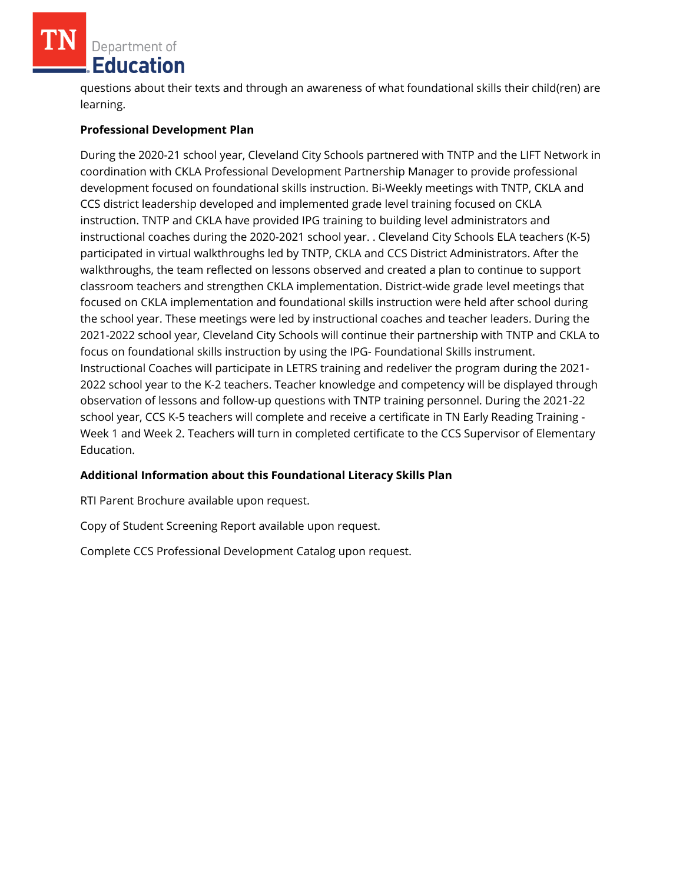questions about their texts and through an awareness of what foundational skills their child(ren) are learning.

**Professional Development Plan**

During the 2020-21 school year, Cleveland City Schools partnered with TNTP and the LIFT Network in coordination with CKLA Professional Development Partnership Manager to provide professional development focused on foundational skills instruction. Bi-Weekly meetings with TNTP, CKLA and CCS district leadership developed and implemented grade level training focused on CKLA instruction. TNTP and CKLA have provided IPG training to building level administrators and instructional coaches during the 2020-2021 school year. . Cleveland City Schools ELA teachers (K-5) participated in virtual walkthroughs led by TNTP, CKLA and CCS District Administrators. After the walkthroughs, the team reflected on lessons observed and created a plan to continue to support classroom teachers and strengthen CKLA implementation. District-wide grade level meetings that focused on CKLA implementation and foundational skills instruction were held after school during the school year. These meetings were led by instructional coaches and teacher leaders. During the 2021-2022 school year, Cleveland City Schools will continue their partnership with TNTP and CKLA to focus on foundational skills instruction by using the IPG- Foundational Skills instrument. Instructional Coaches will participate in LETRS training and redeliver the program during the 2021-2022 school year to the K-2 teachers. Teacher knowledge and competency will be displayed through observation of lessons and follow-up questions with TNTP training personnel. During the 2021-22 school year, CCS K-5 teachers will complete and receive a certificate in TN Early Reading Training - Week 1 and Week 2. Teachers will turn in completed certificate to the CCS Supervisor of Elementary Education.

**Additional Information about this Foundational Literacy Skills Plan**

RTI Parent Brochure available upon request.

Copy of Student Screening Report available upon request.

Complete CCS Professional Development Catalog upon request.